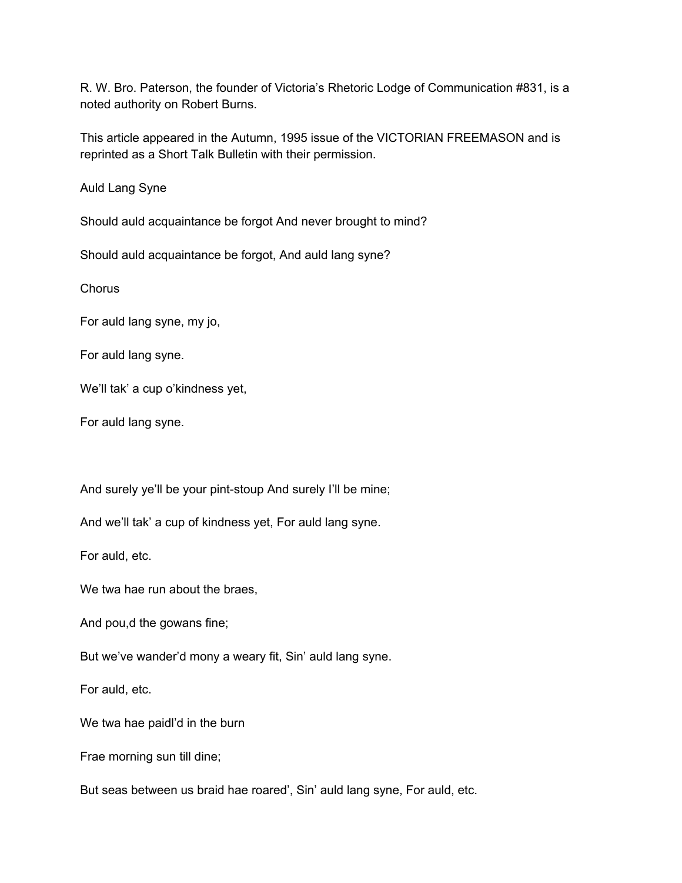R. W. Bro. Paterson, the founder of Victoria's Rhetoric Lodge of Communication #831, is a noted authority on Robert Burns.

This article appeared in the Autumn, 1995 issue of the VICTORIAN FREEMASON and is reprinted as a Short Talk Bulletin with their permission.

## Auld Lang Syne

Should auld acquaintance be forgot And never brought to mind?

Should auld acquaintance be forgot, And auld lang syne?

Chorus

For auld lang syne, my jo,

For auld lang syne.

We'll tak' a cup o'kindness yet,

For auld lang syne.

And surely ye'll be your pint-stoup And surely I'll be mine;

And we'll tak' a cup of kindness yet, For auld lang syne.

For auld, etc.

We twa hae run about the braes,

And pou,d the gowans fine;

But we've wander'd mony a weary fit, Sin' auld lang syne.

For auld, etc.

We twa hae paidl'd in the burn

Frae morning sun till dine;

But seas between us braid hae roared', Sin' auld lang syne, For auld, etc.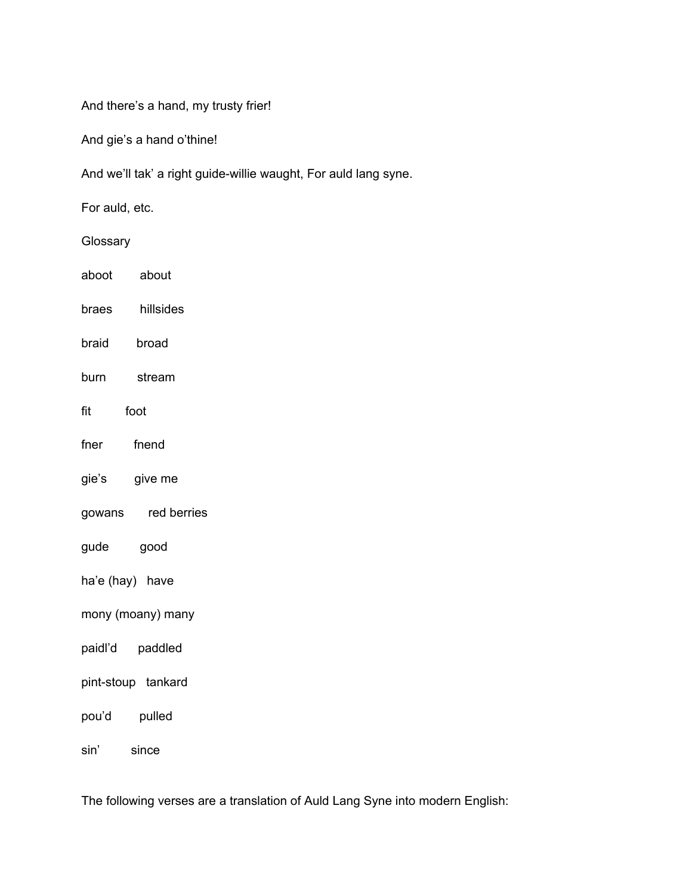And there's a hand, my trusty frier!

And gie's a hand o'thine!

And we'll tak' a right guide-willie waught, For auld lang syne.

For auld, etc.

Glossary

aboot about

braes hillsides

braid broad

burn stream

fit foot

fner fnend

gie's give me

gowans red berries

gude good

ha'e (hay) have

mony (moany) many

paidl'd paddled

pint-stoup tankard

pou'd pulled

sin' since

The following verses are a translation of Auld Lang Syne into modern English: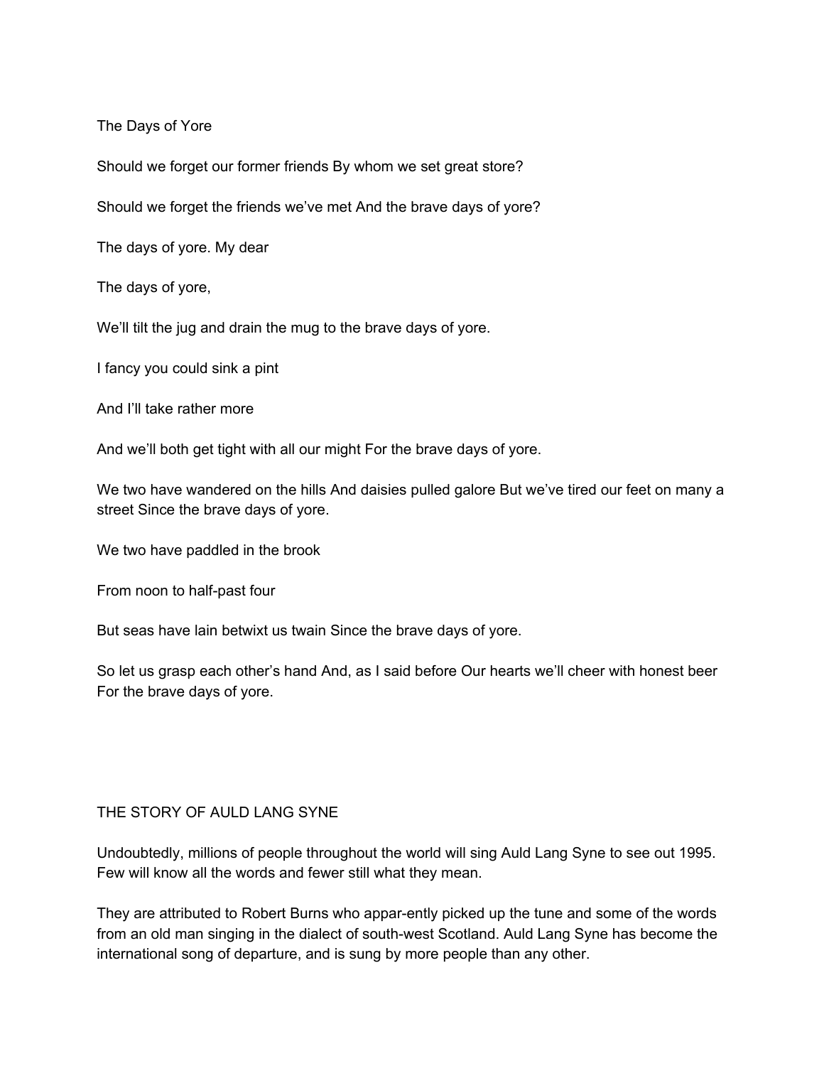The Days of Yore

Should we forget our former friends By whom we set great store?

Should we forget the friends we've met And the brave days of yore?

The days of yore. My dear

The days of yore,

We'll tilt the jug and drain the mug to the brave days of yore.

I fancy you could sink a pint

And I'll take rather more

And we'll both get tight with all our might For the brave days of yore.

We two have wandered on the hills And daisies pulled galore But we've tired our feet on many a street Since the brave days of yore.

We two have paddled in the brook

From noon to half-past four

But seas have lain betwixt us twain Since the brave days of yore.

So let us grasp each other's hand And, as I said before Our hearts we'll cheer with honest beer For the brave days of yore.

THE STORY OF AULD LANG SYNE

Undoubtedly, millions of people throughout the world will sing Auld Lang Syne to see out 1995. Few will know all the words and fewer still what they mean.

They are attributed to Robert Burns who appar-ently picked up the tune and some of the words from an old man singing in the dialect of south-west Scotland. Auld Lang Syne has become the international song of departure, and is sung by more people than any other.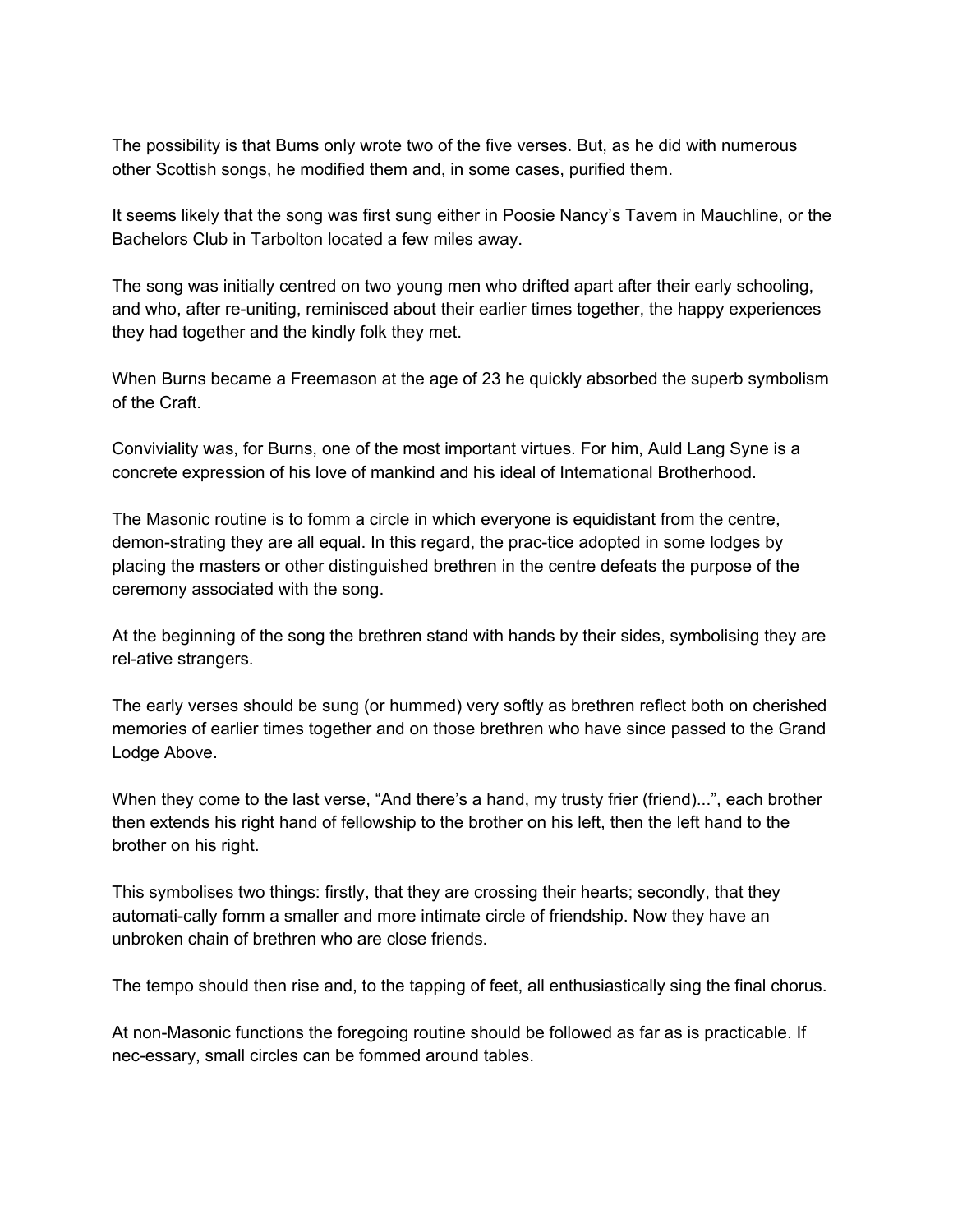The possibility is that Bums only wrote two of the five verses. But, as he did with numerous other Scottish songs, he modified them and, in some cases, purified them.

It seems likely that the song was first sung either in Poosie Nancy's Tavem in Mauchline, or the Bachelors Club in Tarbolton located a few miles away.

The song was initially centred on two young men who drifted apart after their early schooling, and who, after re-uniting, reminisced about their earlier times together, the happy experiences they had together and the kindly folk they met.

When Burns became a Freemason at the age of 23 he quickly absorbed the superb symbolism of the Craft.

Conviviality was, for Burns, one of the most important virtues. For him, Auld Lang Syne is a concrete expression of his love of mankind and his ideal of Intemational Brotherhood.

The Masonic routine is to fomm a circle in which everyone is equidistant from the centre, demon-strating they are all equal. In this regard, the prac-tice adopted in some lodges by placing the masters or other distinguished brethren in the centre defeats the purpose of the ceremony associated with the song.

At the beginning of the song the brethren stand with hands by their sides, symbolising they are rel-ative strangers.

The early verses should be sung (or hummed) very softly as brethren reflect both on cherished memories of earlier times together and on those brethren who have since passed to the Grand Lodge Above.

When they come to the last verse, "And there's a hand, my trusty frier (friend)...", each brother then extends his right hand of fellowship to the brother on his left, then the left hand to the brother on his right.

This symbolises two things: firstly, that they are crossing their hearts; secondly, that they automati-cally fomm a smaller and more intimate circle of friendship. Now they have an unbroken chain of brethren who are close friends.

The tempo should then rise and, to the tapping of feet, all enthusiastically sing the final chorus.

At non-Masonic functions the foregoing routine should be followed as far as is practicable. If nec-essary, small circles can be fommed around tables.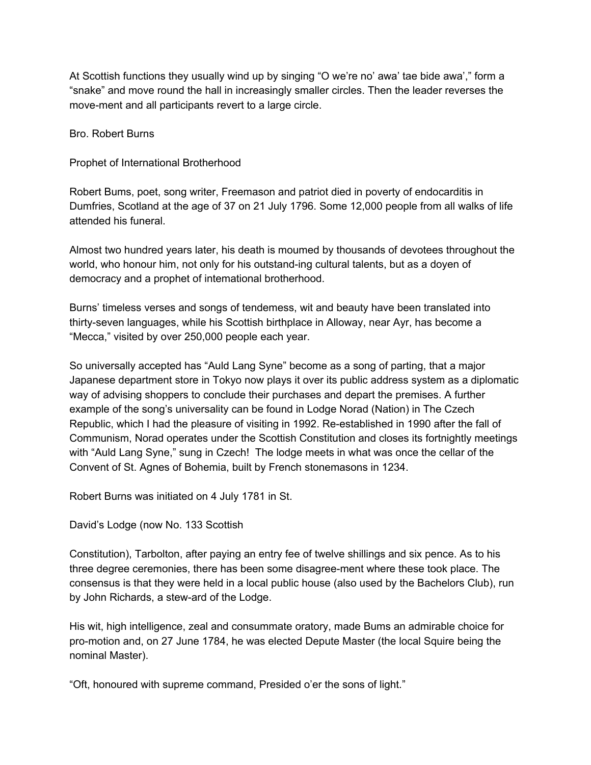At Scottish functions they usually wind up by singing “O we’re no’ awa’ tae bide awa’,” form a “snake” and move round the hall in increasingly smaller circles. Then the leader reverses the move-ment and all participants revert to a large circle.

## Bro. Robert Burns

### Prophet of International Brotherhood

Robert Bums, poet, song writer, Freemason and patriot died in poverty of endocarditis in Dumfries, Scotland at the age of 37 on 21 July 1796. Some 12,000 people from all walks of life attended his funeral.

Almost two hundred years later, his death is moumed by thousands of devotees throughout the world, who honour him, not only for his outstand-ing cultural talents, but as a doyen of democracy and a prophet of intemational brotherhood.

Burns’ timeless verses and songs of tendemess, wit and beauty have been translated into thirty-seven languages, while his Scottish birthplace in Alloway, near Ayr, has become a “Mecca,” visited by over 250,000 people each year.

So universally accepted has “Auld Lang Syne” become as a song of parting, that a major Japanese department store in Tokyo now plays it over its public address system as a diplomatic way of advising shoppers to conclude their purchases and depart the premises. A further example of the song’s universality can be found in Lodge Norad (Nation) in The Czech Republic, which I had the pleasure of visiting in 1992. Re-established in 1990 after the fall of Communism, Norad operates under the Scottish Constitution and closes its fortnightly meetings with “Auld Lang Syne,” sung in Czech! The lodge meets in what was once the cellar of the Convent of St. Agnes of Bohemia, built by French stonemasons in 1234.

Robert Burns was initiated on 4 July 1781 in St.

David’s Lodge (now No. 133 Scottish

Constitution), Tarbolton, after paying an entry fee of twelve shillings and six pence. As to his three degree ceremonies, there has been some disagree-ment where these took place. The consensus is that they were held in a local public house (also used by the Bachelors Club), run by John Richards, a stew-ard of the Lodge.

His wit, high intelligence, zeal and consummate oratory, made Bums an admirable choice for pro-motion and, on 27 June 1784, he was elected Depute Master (the local Squire being the nominal Master).

“Oft, honoured with supreme command, Presided o’er the sons of light.”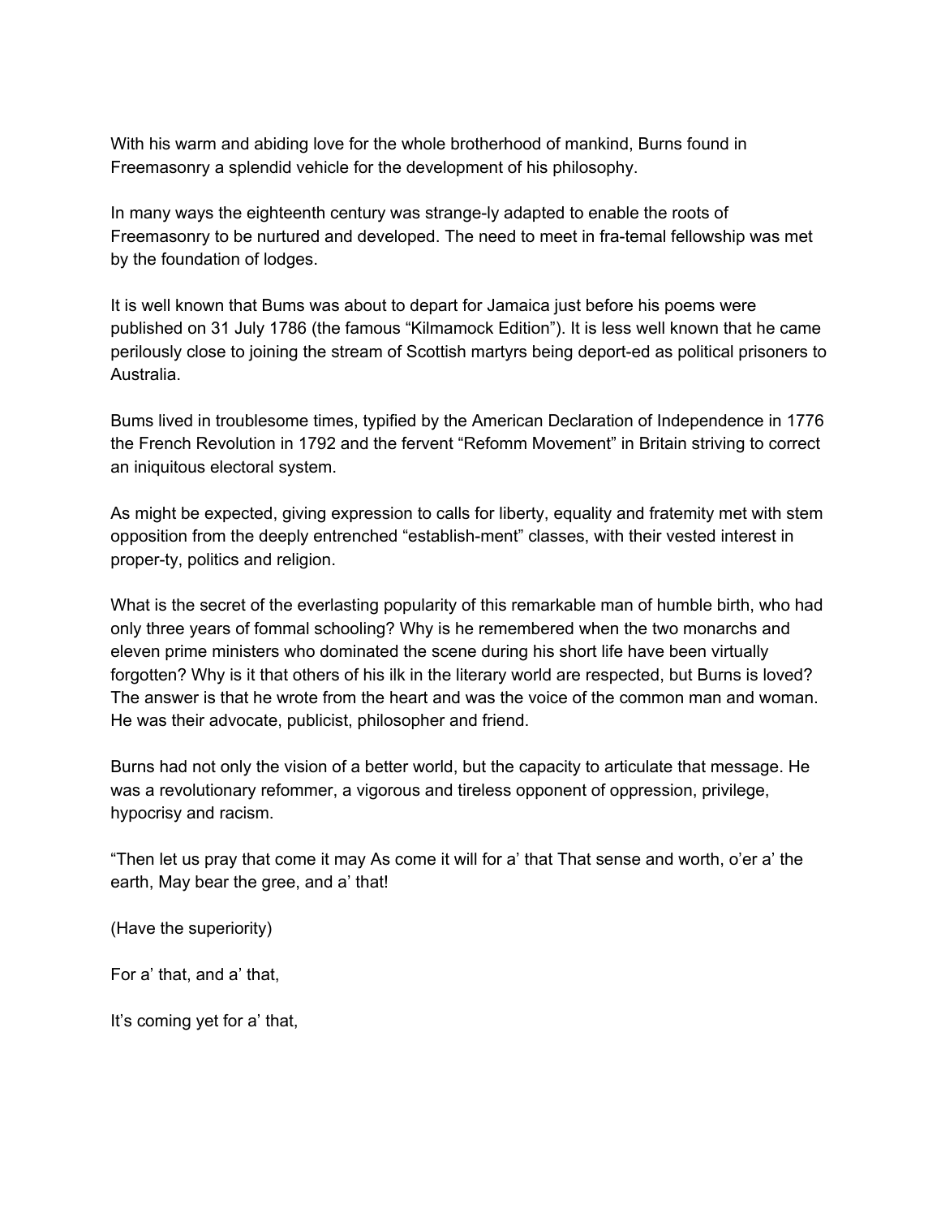With his warm and abiding love for the whole brotherhood of mankind, Burns found in Freemasonry a splendid vehicle for the development of his philosophy.

In many ways the eighteenth century was strange-ly adapted to enable the roots of Freemasonry to be nurtured and developed. The need to meet in fra-temal fellowship was met by the foundation of lodges.

It is well known that Bums was about to depart for Jamaica just before his poems were published on 31 July 1786 (the famous "Kilmamock Edition"). It is less well known that he came perilously close to joining the stream of Scottish martyrs being deport-ed as political prisoners to Australia.

Bums lived in troublesome times, typified by the American Declaration of Independence in 1776 the French Revolution in 1792 and the fervent "Refomm Movement" in Britain striving to correct an iniquitous electoral system.

As might be expected, giving expression to calls for liberty, equality and fratemity met with stem opposition from the deeply entrenched "establish-ment" classes, with their vested interest in proper-ty, politics and religion.

What is the secret of the everlasting popularity of this remarkable man of humble birth, who had only three years of fommal schooling? Why is he remembered when the two monarchs and eleven prime ministers who dominated the scene during his short life have been virtually forgotten? Why is it that others of his ilk in the literary world are respected, but Burns is loved? The answer is that he wrote from the heart and was the voice of the common man and woman. He was their advocate, publicist, philosopher and friend.

Burns had not only the vision of a better world, but the capacity to articulate that message. He was a revolutionary refommer, a vigorous and tireless opponent of oppression, privilege, hypocrisy and racism.

"Then let us pray that come it may As come it will for a' that That sense and worth, o'er a' the earth, May bear the gree, and a' that!

(Have the superiority)

For a' that, and a' that,

It's coming yet for a' that,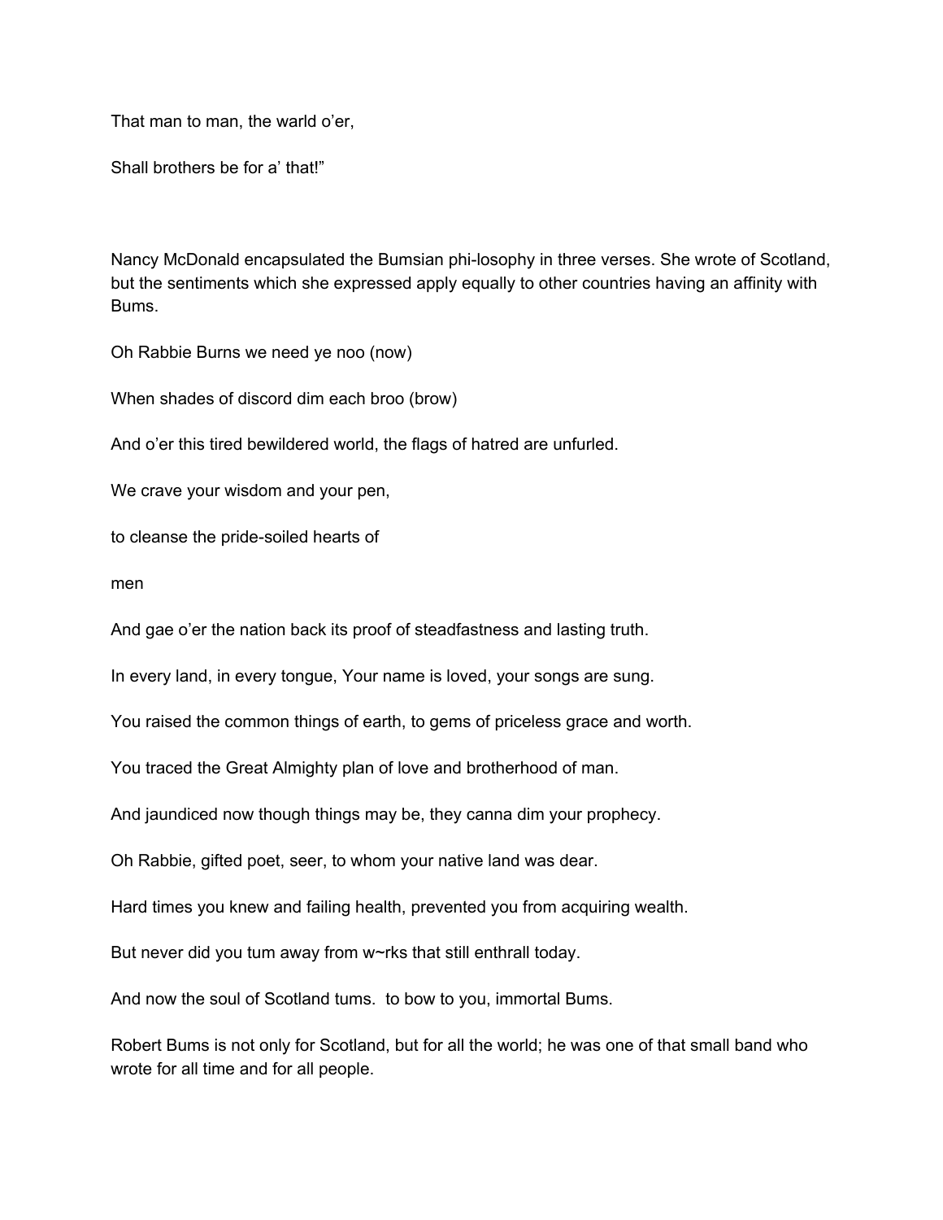That man to man, the warld o'er,

Shall brothers be for a' that!"

Nancy McDonald encapsulated the Bumsian phi-losophy in three verses. She wrote of Scotland, but the sentiments which she expressed apply equally to other countries having an affinity with Bums.

Oh Rabbie Burns we need ye noo (now)

When shades of discord dim each broo (brow)

And o'er this tired bewildered world, the flags of hatred are unfurled.

We crave your wisdom and your pen,

to cleanse the pride-soiled hearts of

men

And gae o'er the nation back its proof of steadfastness and lasting truth.

In every land, in every tongue, Your name is loved, your songs are sung.

You raised the common things of earth, to gems of priceless grace and worth.

You traced the Great Almighty plan of love and brotherhood of man.

And jaundiced now though things may be, they canna dim your prophecy.

Oh Rabbie, gifted poet, seer, to whom your native land was dear.

Hard times you knew and failing health, prevented you from acquiring wealth.

But never did you tum away from w~rks that still enthrall today.

And now the soul of Scotland tums.  to bow to you, immortal Bums.

Robert Bums is not only for Scotland, but for all the world; he was one of that small band who wrote for all time and for all people.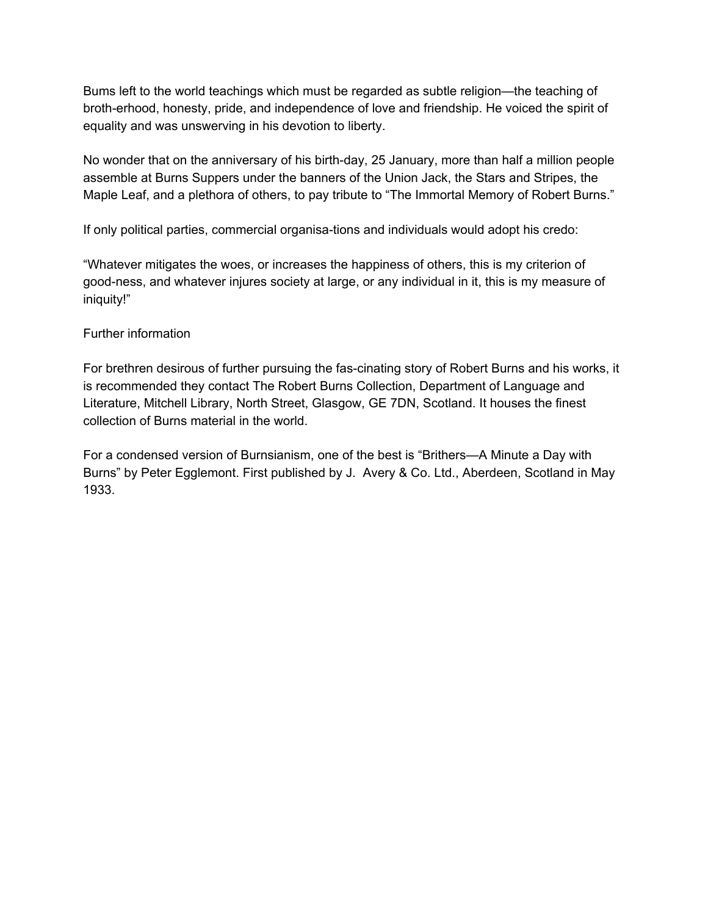Bums left to the world teachings which must be regarded as subtle religion—the teaching of broth-erhood, honesty, pride, and independence of love and friendship. He voiced the spirit of equality and was unswerving in his devotion to liberty.

No wonder that on the anniversary of his birth-day, 25 January, more than half a million people assemble at Burns Suppers under the banners of the Union Jack, the Stars and Stripes, the Maple Leaf, and a plethora of others, to pay tribute to "The Immortal Memory of Robert Burns."

If only political parties, commercial organisa-tions and individuals would adopt his credo:

"Whatever mitigates the woes, or increases the happiness of others, this is my criterion of good-ness, and whatever injures society at large, or any individual in it, this is my measure of iniquity!"

Further information

For brethren desirous of further pursuing the fas-cinating story of Robert Burns and his works, it is recommended they contact The Robert Burns Collection, Department of Language and Literature, Mitchell Library, North Street, Glasgow, GE 7DN, Scotland. It houses the finest collection of Burns material in the world.

For a condensed version of Burnsianism, one of the best is "Brithers—A Minute a Day with Burns" by Peter Egglemont. First published by J. Avery & Co. Ltd., Aberdeen, Scotland in May 1933.